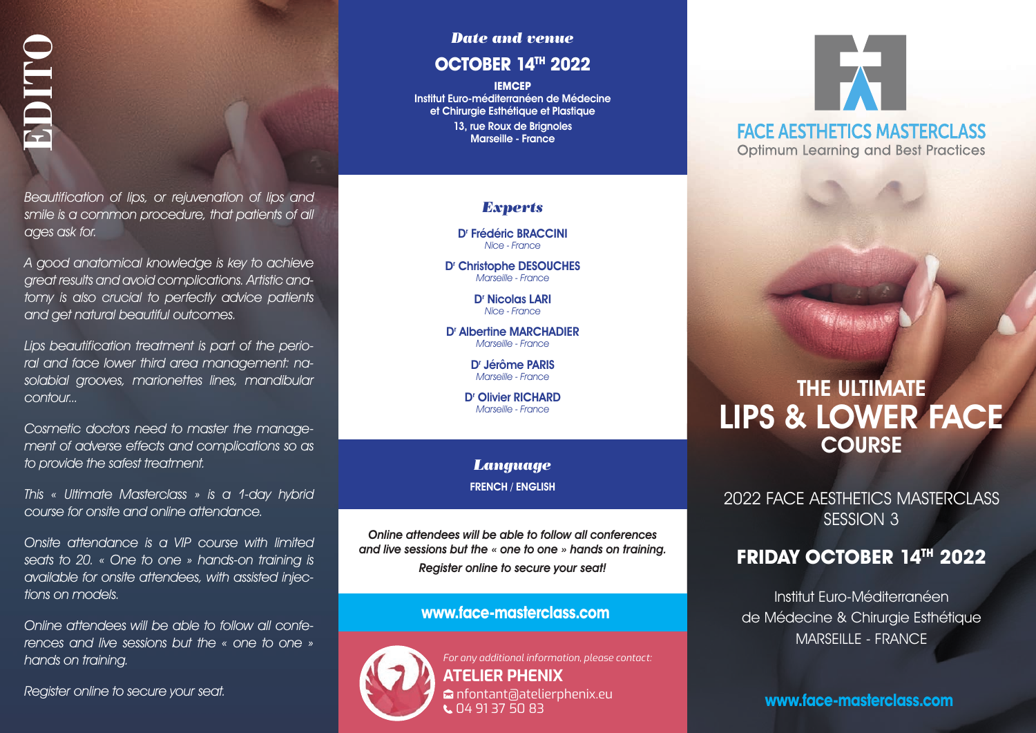# EDITO

*Beautification of lips, or rejuvenation of lips and smile is a common procedure, that patients of all ages ask for.*

*A good anatomical knowledge is key to achieve great results and avoid complications. Artistic anatomy is also crucial to perfectly advice patients and get natural beautiful outcomes.*

*Lips beautification treatment is part of the perioral and face lower third area management: nasolabial grooves, marionettes lines, mandibular contour...*

*Cosmetic doctors need to master the management of adverse effects and complications so as to provide the safest treatment.*

*This « Ultimate Masterclass » is a 1-day hybrid course for onsite and online attendance.*

*Onsite attendance is a VIP course with limited seats to 20. « One to one » hands-on training is available for onsite attendees, with assisted injections on models.*

*Online attendees will be able to follow all conferences and live sessions but the « one to one » hands on training.*

*Register online to secure your seat.*

## *Date and venue*

**OCTOBER 14TH 2022**

**IEMCEP**
**Institut Euro-méditerranéen de Médecine et Chirurgie Esthétique et Plastique**
**13, rue Roux de Brignoles**
**Marseille - France**

## *Experts*

**Dr Frédéric BRACCINI**
*Nice - France*

**Dr Christophe DESOUCHES**
*Marseille - France*

**Dr Nicolas LARI**
*Nice - France*

**Dr Albertine MARCHADIER**
*Marseille - France*

**Dr Jérôme PARIS**
*Marseille - France*

**Dr Olivier RICHARD**
*Marseille - France*

## *Language*

**FRENCH / ENGLISH**

***Online attendees will be able to follow all conferences and live sessions but the « one to one » hands on training.***

***Register online to secure your seat!***

**www.face-masterclass.com**

*For any additional information, please contact:*

**ATELIER PHENIX**
nfontant@atelierphenix.eu
04 91 37 50 83

FACE AESTHETICS MASTERCLASS
Optimum Learning and Best Practices

# THE ULTIMATE LIPS & LOWER FACE COURSE

2022 FACE AESTHETICS MASTERCLASS
SESSION 3

**FRIDAY OCTOBER 14TH 2022**

Institut Euro-Méditerranéen de Médecine & Chirurgie Esthétique
MARSEILLE - FRANCE

**www.face-masterclass.com**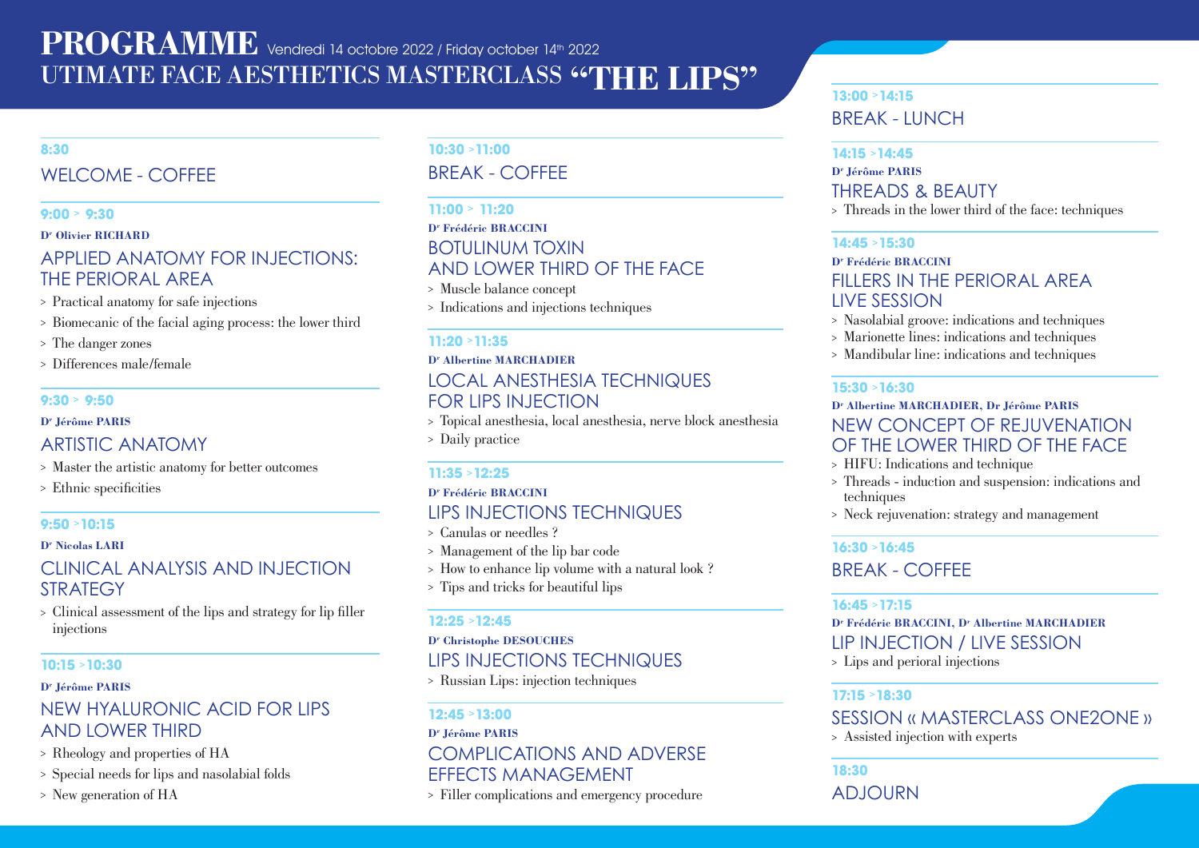# PROGRAMME Vendredi 14 octobre 2022 / Friday october 14th 2022

## UTIMATE FACE AESTHETICS MASTERCLASS "THE LIPS"

**8:30**

### WELCOME - COFFEE

**9:00 > 9:30**

**Dr Olivier RICHARD**

### APPLIED ANATOMY FOR INJECTIONS: THE PERIORAL AREA

> Practical anatomy for safe injections
> Biomecanic of the facial aging process: the lower third
> The danger zones
> Differences male/female

**9:30 > 9:50**

**Dr Jérôme PARIS**

### ARTISTIC ANATOMY

> Master the artistic anatomy for better outcomes
> Ethnic specificities

**9:50 >10:15**

**Dr Nicolas LARI**

### CLINICAL ANALYSIS AND INJECTION STRATEGY

> Clinical assessment of the lips and strategy for lip filler injections

**10:15 >10:30**

**Dr Jérôme PARIS**

### NEW HYALURONIC ACID FOR LIPS AND LOWER THIRD

> Rheology and properties of HA
> Special needs for lips and nasolabial folds
> New generation of HA

**10:30 >11:00**

### BREAK - COFFEE

**11:00 > 11:20**

**Dr Frédéric BRACCINI**

### BOTULINUM TOXIN AND LOWER THIRD OF THE FACE

> Muscle balance concept
> Indications and injections techniques

**11:20 >11:35**

**Dr Albertine MARCHADIER**

### LOCAL ANESTHESIA TECHNIQUES FOR LIPS INJECTION

> Topical anesthesia, local anesthesia, nerve block anesthesia
> Daily practice

**11:35 >12:25**

**Dr Frédéric BRACCINI**

### LIPS INJECTIONS TECHNIQUES

> Canulas or needles ?
> Management of the lip bar code
> How to enhance lip volume with a natural look ?
> Tips and tricks for beautiful lips

**12:25 >12:45**

**Dr Christophe DESOUCHES**

### LIPS INJECTIONS TECHNIQUES

> Russian Lips: injection techniques

**12:45 >13:00**

**Dr Jérôme PARIS**

### COMPLICATIONS AND ADVERSE EFFECTS MANAGEMENT

> Filler complications and emergency procedure

**13:00 >14:15**

### BREAK - LUNCH

**14:15 >14:45**

**Dr Jérôme PARIS**

### THREADS & BEAUTY

> Threads in the lower third of the face: techniques

**14:45 >15:30**

**Dr Frédéric BRACCINI**

### FILLERS IN THE PERIORAL AREA LIVE SESSION

> Nasolabial groove: indications and techniques
> Marionette lines: indications and techniques
> Mandibular line: indications and techniques

**15:30 >16:30**

**Dr Albertine MARCHADIER, Dr Jérôme PARIS**

### NEW CONCEPT OF REJUVENATION OF THE LOWER THIRD OF THE FACE

> HIFU: Indications and technique
> Threads - induction and suspension: indications and techniques
> Neck rejuvenation: strategy and management

**16:30 >16:45**

### BREAK - COFFEE

**16:45 >17:15**

**Dr Frédéric BRACCINI, Dr Albertine MARCHADIER**

### LIP INJECTION / LIVE SESSION

> Lips and perioral injections

**17:15 >18:30**

### SESSION « MASTERCLASS ONE2ONE »

> Assisted injection with experts

**18:30**

### ADJOURN